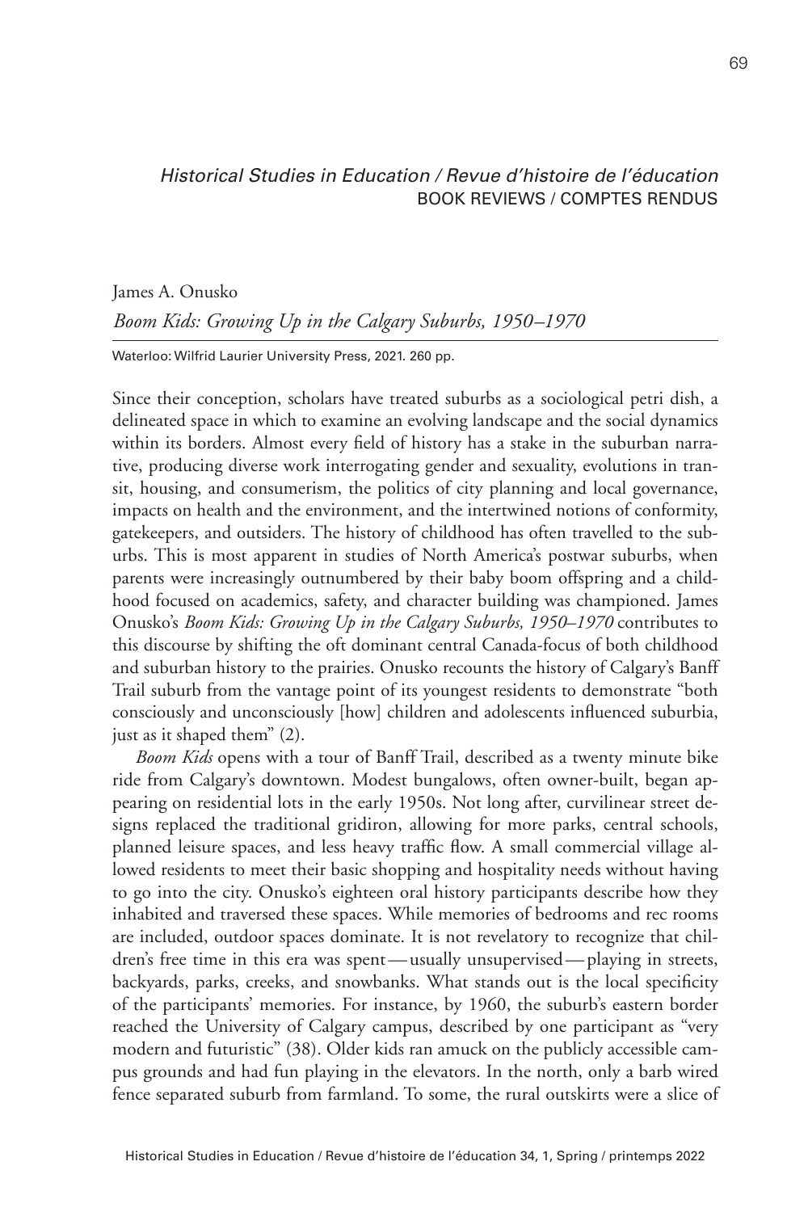*Historical Studies in Education / Revue d'histoire de l'éducation*
BOOK REVIEWS / COMPTES RENDUS

James A. Onusko

*Boom Kids: Growing Up in the Calgary Suburbs, 1950–1970*

Waterloo: Wilfrid Laurier University Press, 2021. 260 pp.

Since their conception, scholars have treated suburbs as a sociological petri dish, a delineated space in which to examine an evolving landscape and the social dynamics within its borders. Almost every field of history has a stake in the suburban narrative, producing diverse work interrogating gender and sexuality, evolutions in transit, housing, and consumerism, the politics of city planning and local governance, impacts on health and the environment, and the intertwined notions of conformity, gatekeepers, and outsiders. The history of childhood has often travelled to the suburbs. This is most apparent in studies of North America's postwar suburbs, when parents were increasingly outnumbered by their baby boom offspring and a childhood focused on academics, safety, and character building was championed. James Onusko's *Boom Kids: Growing Up in the Calgary Suburbs, 1950–1970* contributes to this discourse by shifting the oft dominant central Canada-focus of both childhood and suburban history to the prairies. Onusko recounts the history of Calgary's Banff Trail suburb from the vantage point of its youngest residents to demonstrate "both consciously and unconsciously [how] children and adolescents influenced suburbia, just as it shaped them" (2).

*Boom Kids* opens with a tour of Banff Trail, described as a twenty minute bike ride from Calgary's downtown. Modest bungalows, often owner-built, began appearing on residential lots in the early 1950s. Not long after, curvilinear street designs replaced the traditional gridiron, allowing for more parks, central schools, planned leisure spaces, and less heavy traffic flow. A small commercial village allowed residents to meet their basic shopping and hospitality needs without having to go into the city. Onusko's eighteen oral history participants describe how they inhabited and traversed these spaces. While memories of bedrooms and rec rooms are included, outdoor spaces dominate. It is not revelatory to recognize that children's free time in this era was spent — usually unsupervised — playing in streets, backyards, parks, creeks, and snowbanks. What stands out is the local specificity of the participants' memories. For instance, by 1960, the suburb's eastern border reached the University of Calgary campus, described by one participant as "very modern and futuristic" (38). Older kids ran amuck on the publicly accessible campus grounds and had fun playing in the elevators. In the north, only a barb wired fence separated suburb from farmland. To some, the rural outskirts were a slice of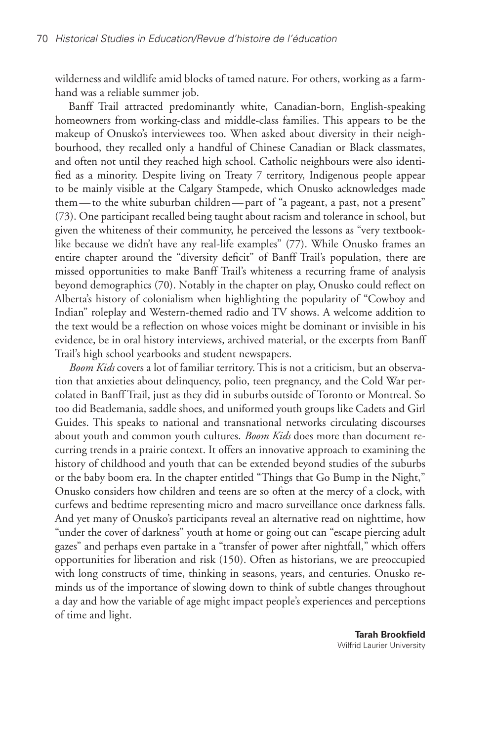wilderness and wildlife amid blocks of tamed nature. For others, working as a farmhand was a reliable summer job.

Banff Trail attracted predominantly white, Canadian-born, English-speaking homeowners from working-class and middle-class families. This appears to be the makeup of Onusko's interviewees too. When asked about diversity in their neighbourhood, they recalled only a handful of Chinese Canadian or Black classmates, and often not until they reached high school. Catholic neighbours were also identified as a minority. Despite living on Treaty 7 territory, Indigenous people appear to be mainly visible at the Calgary Stampede, which Onusko acknowledges made them—to the white suburban children—part of "a pageant, a past, not a present" (73). One participant recalled being taught about racism and tolerance in school, but given the whiteness of their community, he perceived the lessons as "very textbook-like because we didn't have any real-life examples" (77). While Onusko frames an entire chapter around the "diversity deficit" of Banff Trail's population, there are missed opportunities to make Banff Trail's whiteness a recurring frame of analysis beyond demographics (70). Notably in the chapter on play, Onusko could reflect on Alberta's history of colonialism when highlighting the popularity of "Cowboy and Indian" roleplay and Western-themed radio and TV shows. A welcome addition to the text would be a reflection on whose voices might be dominant or invisible in his evidence, be in oral history interviews, archived material, or the excerpts from Banff Trail's high school yearbooks and student newspapers.

*Boom Kids* covers a lot of familiar territory. This is not a criticism, but an observation that anxieties about delinquency, polio, teen pregnancy, and the Cold War percolated in Banff Trail, just as they did in suburbs outside of Toronto or Montreal. So too did Beatlemania, saddle shoes, and uniformed youth groups like Cadets and Girl Guides. This speaks to national and transnational networks circulating discourses about youth and common youth cultures. *Boom Kids* does more than document recurring trends in a prairie context. It offers an innovative approach to examining the history of childhood and youth that can be extended beyond studies of the suburbs or the baby boom era. In the chapter entitled "Things that Go Bump in the Night," Onusko considers how children and teens are so often at the mercy of a clock, with curfews and bedtime representing micro and macro surveillance once darkness falls. And yet many of Onusko's participants reveal an alternative read on nighttime, how "under the cover of darkness" youth at home or going out can "escape piercing adult gazes" and perhaps even partake in a "transfer of power after nightfall," which offers opportunities for liberation and risk (150). Often as historians, we are preoccupied with long constructs of time, thinking in seasons, years, and centuries. Onusko reminds us of the importance of slowing down to think of subtle changes throughout a day and how the variable of age might impact people's experiences and perceptions of time and light.

**Tarah Brookfield**
Wilfrid Laurier University